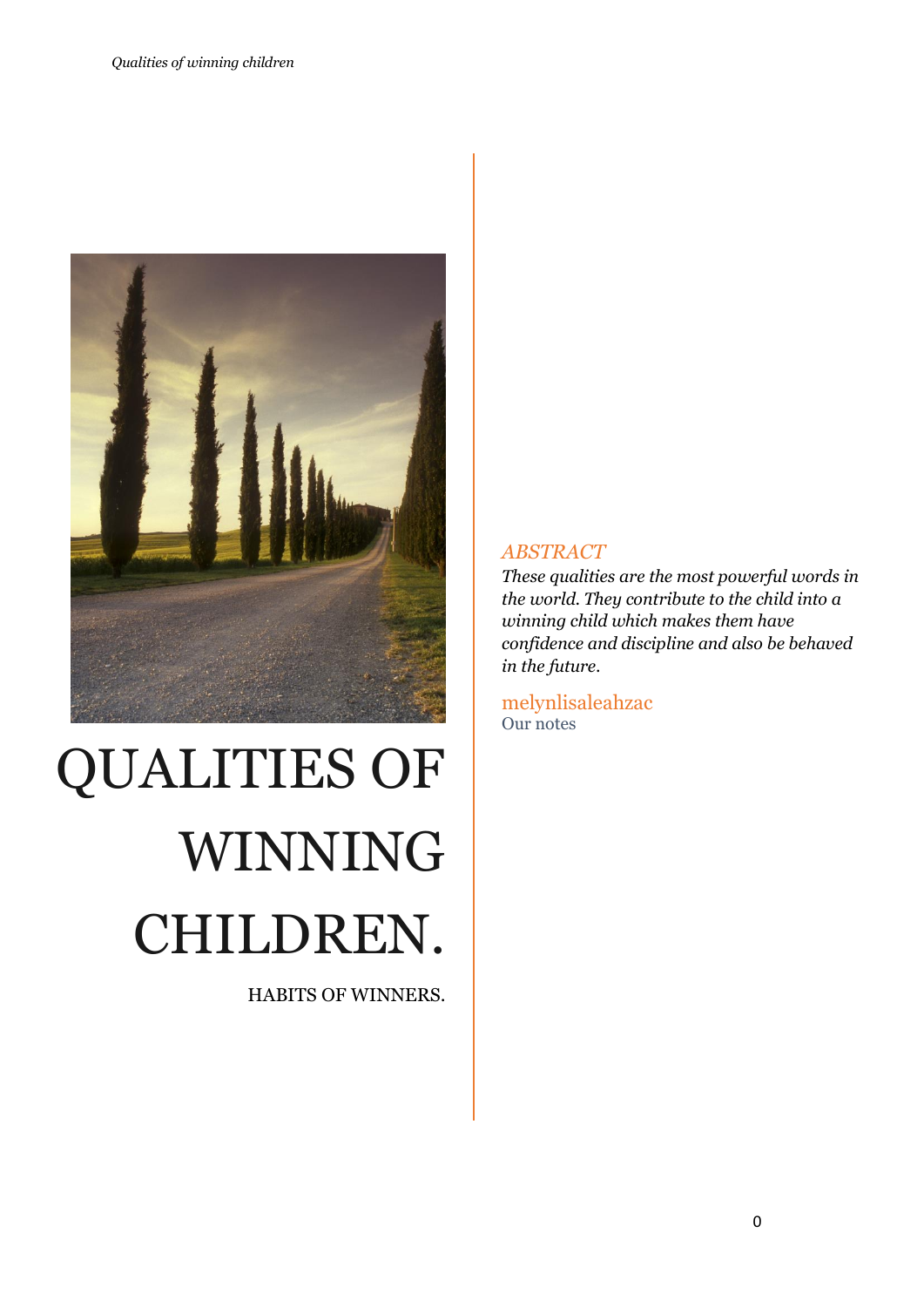# QUALITIES OF WINNING CHILDREN.

HABITS OF WINNERS.

*ABSTRACT*

*These qualities are the most powerful words in the world. They contribute to the child into a winning child which makes them have confidence and discipline and also be behaved in the future.*

melynlisaleahzac

Our notes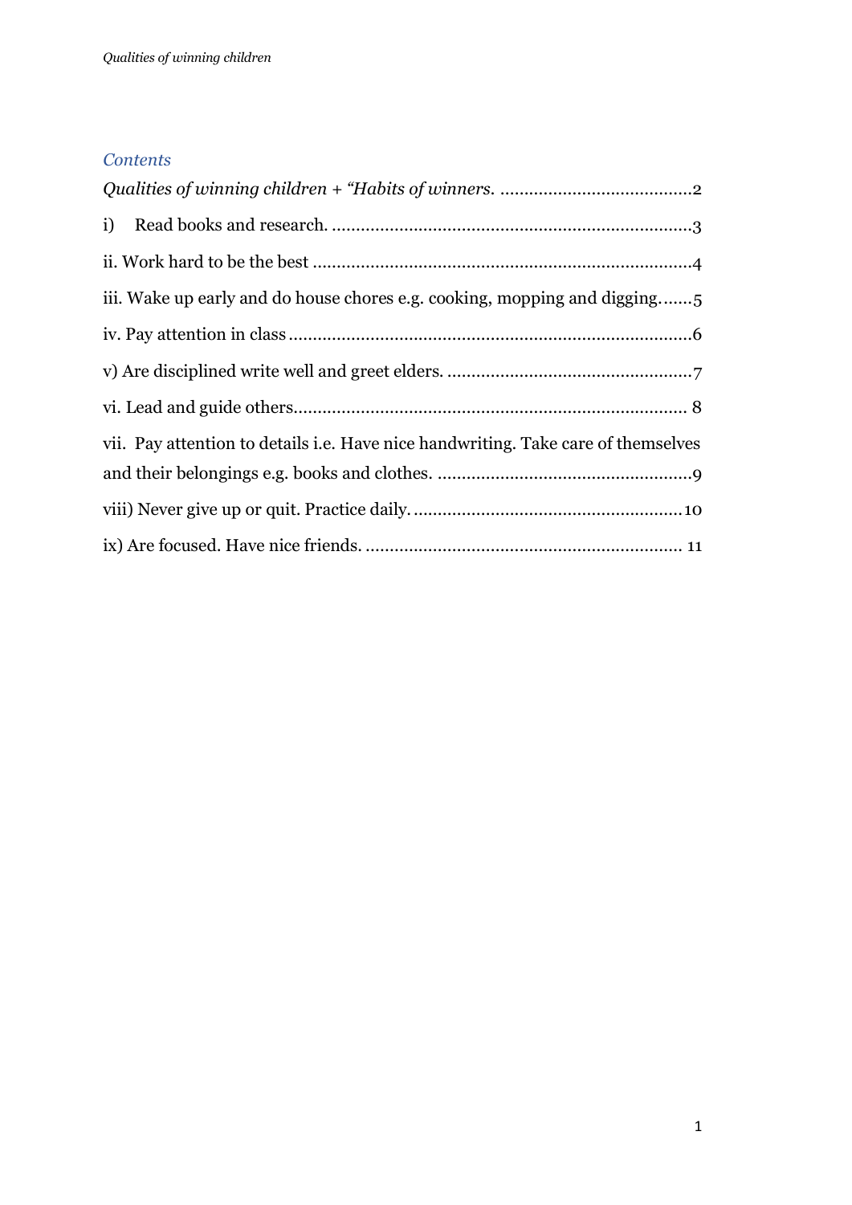## *Contents*

*Qualities of winning children + "Habits of winners.* ........................................2

i) Read books and research. ...........................................................................3

ii. Work hard to be the best ..............................................................................4

iii. Wake up early and do house chores e.g. cooking, mopping and digging.......5

iv. Pay attention in class ...................................................................................6

v) Are disciplined write well and greet elders. ...................................................7

vi. Lead and guide others................................................................................. 8

vii. Pay attention to details i.e. Have nice handwriting. Take care of themselves and their belongings e.g. books and clothes. .....................................................9

viii) Never give up or quit. Practice daily. ........................................................10

ix) Are focused. Have nice friends. .................................................................. 11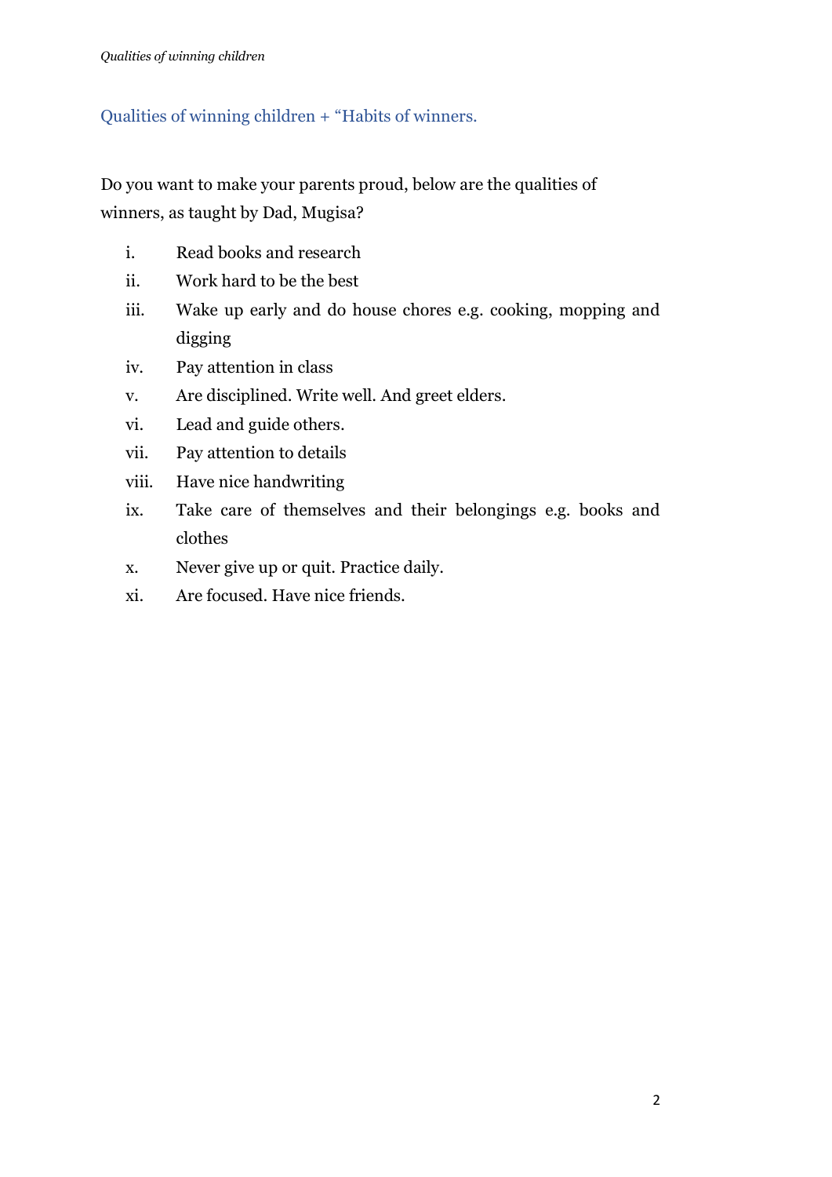## Qualities of winning children + “Habits of winners.

Do you want to make your parents proud, below are the qualities of winners, as taught by Dad, Mugisa?

i. Read books and research
ii. Work hard to be the best
iii. Wake up early and do house chores e.g. cooking, mopping and digging
iv. Pay attention in class
v. Are disciplined. Write well. And greet elders.
vi. Lead and guide others.
vii. Pay attention to details
viii. Have nice handwriting
ix. Take care of themselves and their belongings e.g. books and clothes
x. Never give up or quit. Practice daily.
xi. Are focused. Have nice friends.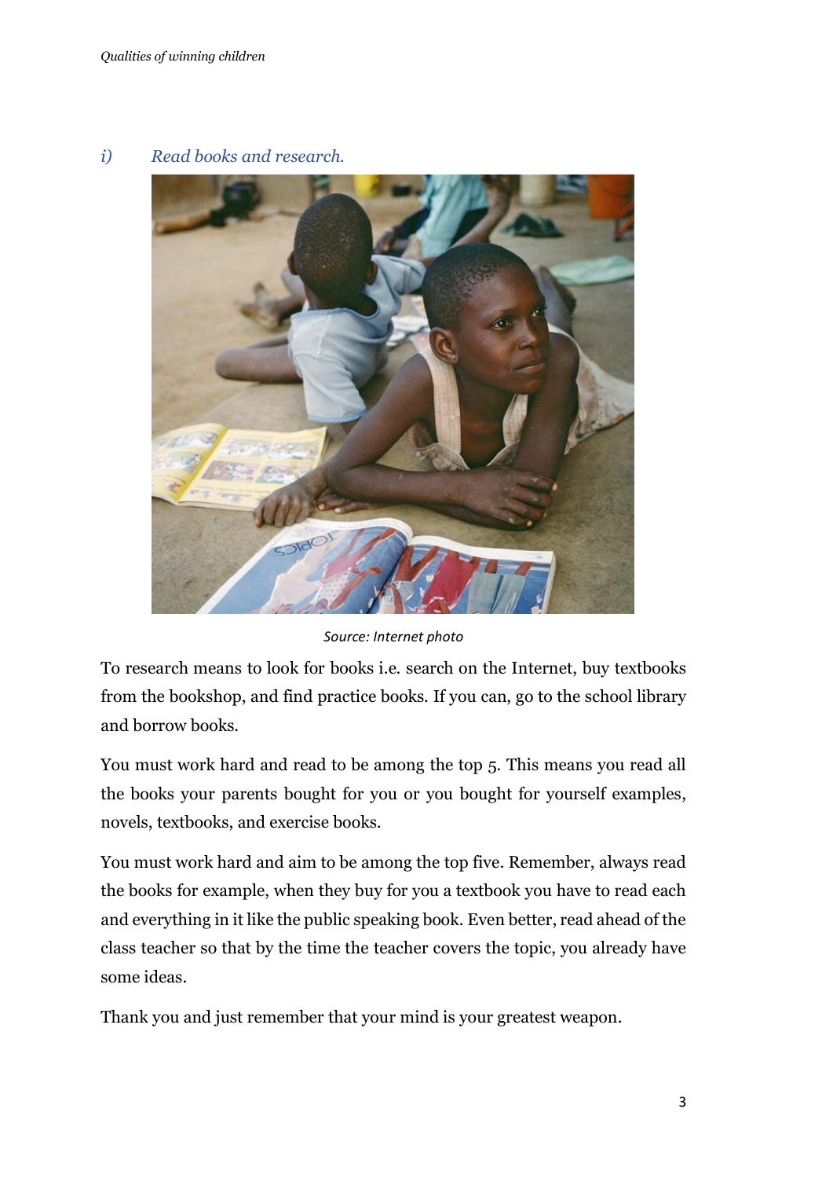*i) Read books and research.*

Source: Internet photo

To research means to look for books i.e. search on the Internet, buy textbooks from the bookshop, and find practice books. If you can, go to the school library and borrow books.

You must work hard and read to be among the top 5. This means you read all the books your parents bought for you or you bought for yourself examples, novels, textbooks, and exercise books.

You must work hard and aim to be among the top five. Remember, always read the books for example, when they buy for you a textbook you have to read each and everything in it like the public speaking book. Even better, read ahead of the class teacher so that by the time the teacher covers the topic, you already have some ideas.

Thank you and just remember that your mind is your greatest weapon.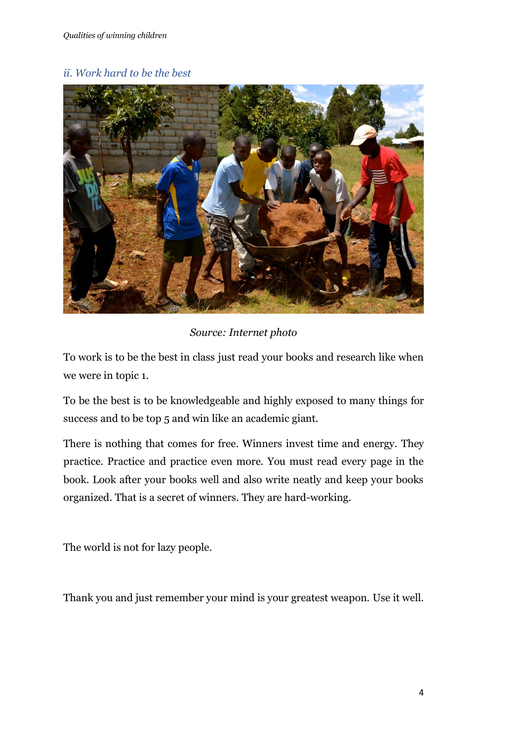## *ii. Work hard to be the best*

*Source: Internet photo*

To work is to be the best in class just read your books and research like when we were in topic 1.

To be the best is to be knowledgeable and highly exposed to many things for success and to be top 5 and win like an academic giant.

There is nothing that comes for free. Winners invest time and energy. They practice. Practice and practice even more. You must read every page in the book. Look after your books well and also write neatly and keep your books organized. That is a secret of winners. They are hard-working.

The world is not for lazy people.

Thank you and just remember your mind is your greatest weapon. Use it well.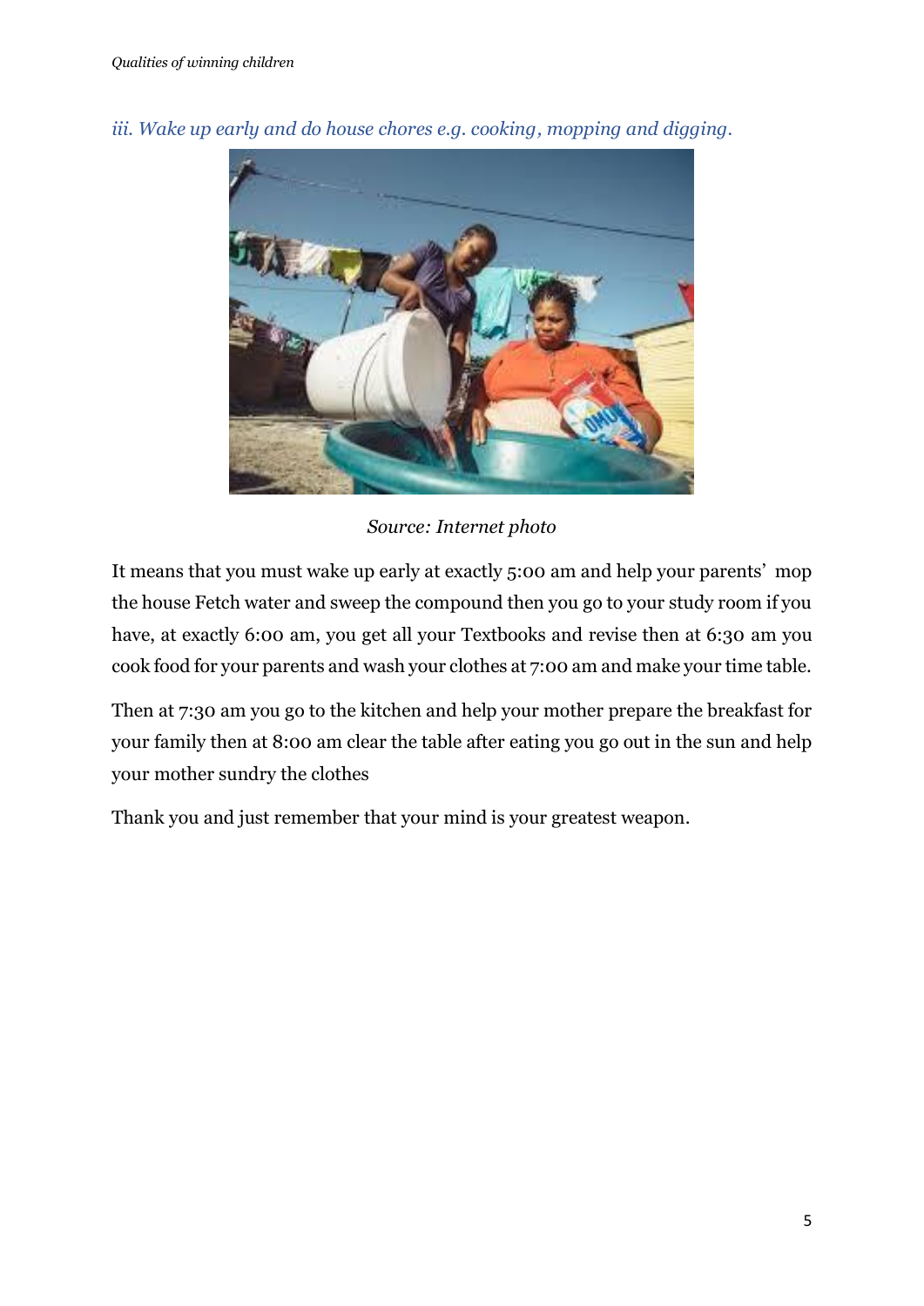*iii. Wake up early and do house chores e.g. cooking, mopping and digging.*

*Source: Internet photo*

It means that you must wake up early at exactly 5:00 am and help your parents' mop the house Fetch water and sweep the compound then you go to your study room if you have, at exactly 6:00 am, you get all your Textbooks and revise then at 6:30 am you cook food for your parents and wash your clothes at 7:00 am and make your time table.

Then at 7:30 am you go to the kitchen and help your mother prepare the breakfast for your family then at 8:00 am clear the table after eating you go out in the sun and help your mother sundry the clothes

Thank you and just remember that your mind is your greatest weapon.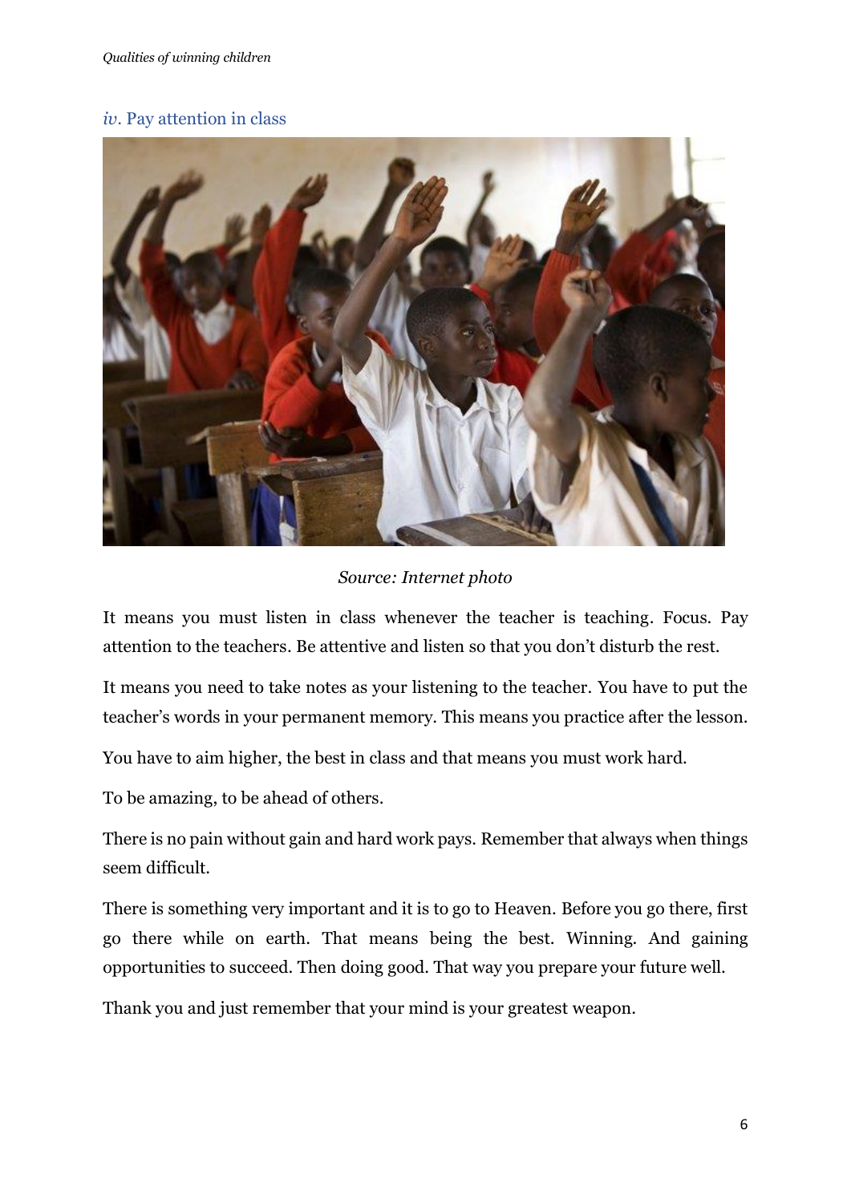### *iv*. Pay attention in class

*Source: Internet photo*

It means you must listen in class whenever the teacher is teaching. Focus. Pay attention to the teachers. Be attentive and listen so that you don't disturb the rest.

It means you need to take notes as your listening to the teacher. You have to put the teacher's words in your permanent memory. This means you practice after the lesson.

You have to aim higher, the best in class and that means you must work hard.

To be amazing, to be ahead of others.

There is no pain without gain and hard work pays. Remember that always when things seem difficult.

There is something very important and it is to go to Heaven. Before you go there, first go there while on earth. That means being the best. Winning. And gaining opportunities to succeed. Then doing good. That way you prepare your future well.

Thank you and just remember that your mind is your greatest weapon.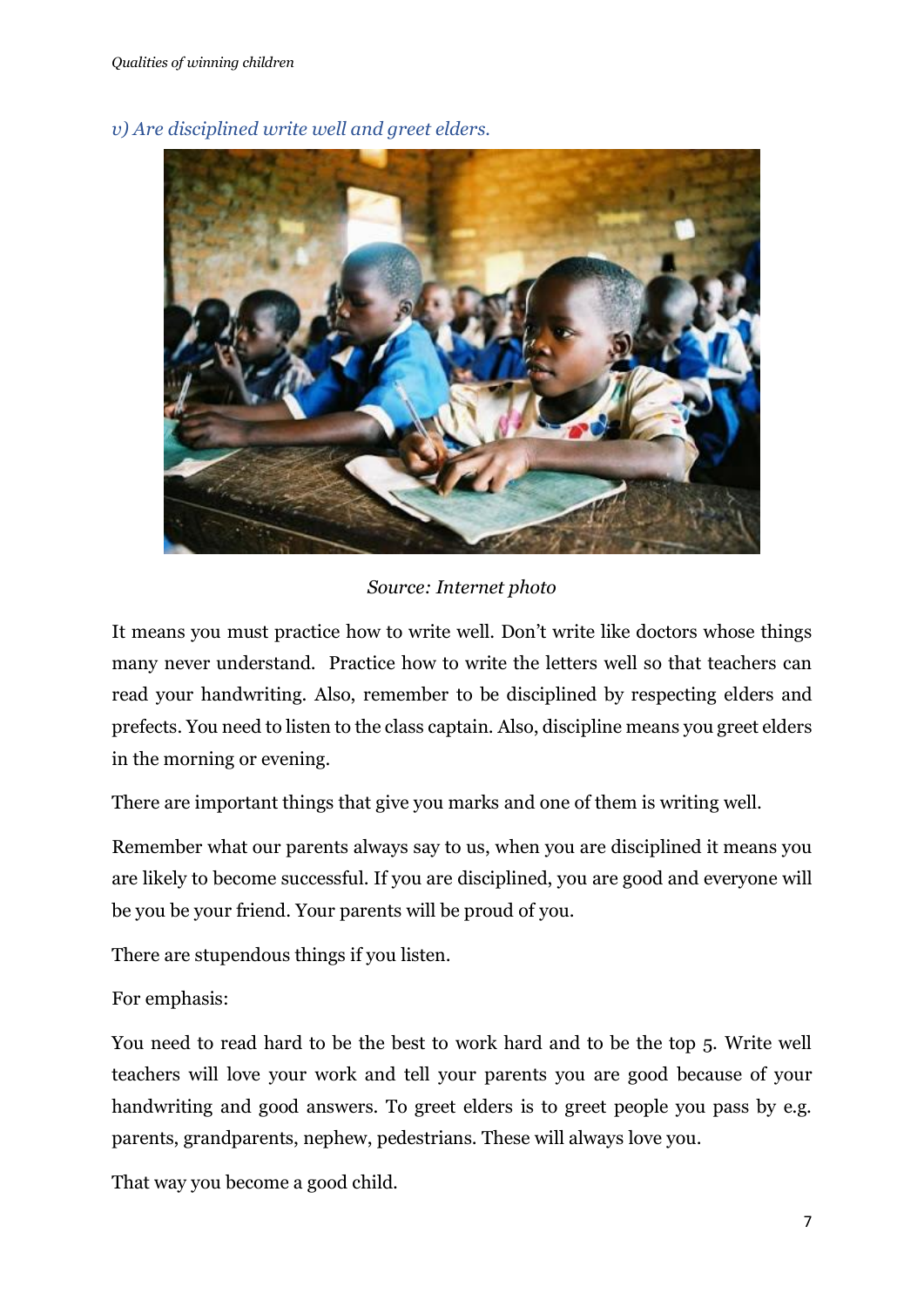*v) Are disciplined write well and greet elders.*

*Source: Internet photo*

It means you must practice how to write well. Don't write like doctors whose things many never understand. Practice how to write the letters well so that teachers can read your handwriting. Also, remember to be disciplined by respecting elders and prefects. You need to listen to the class captain. Also, discipline means you greet elders in the morning or evening.

There are important things that give you marks and one of them is writing well.

Remember what our parents always say to us, when you are disciplined it means you are likely to become successful. If you are disciplined, you are good and everyone will be you be your friend. Your parents will be proud of you.

There are stupendous things if you listen.

For emphasis:

You need to read hard to be the best to work hard and to be the top 5. Write well teachers will love your work and tell your parents you are good because of your handwriting and good answers. To greet elders is to greet people you pass by e.g. parents, grandparents, nephew, pedestrians. These will always love you.

That way you become a good child.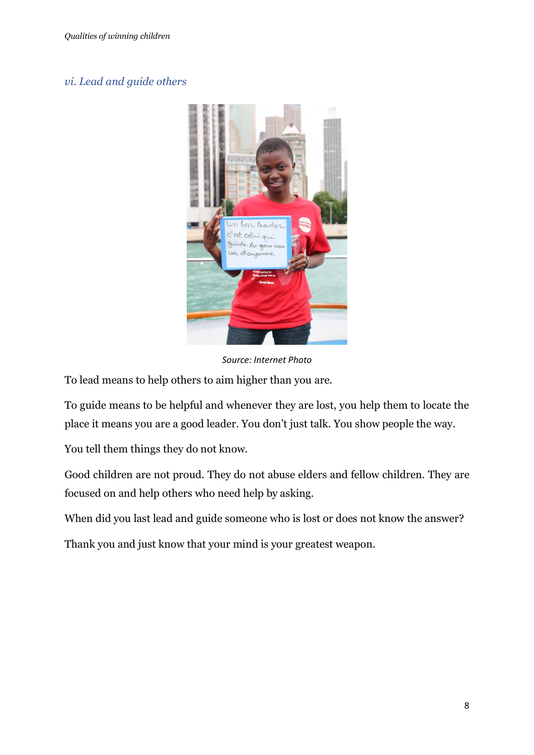## vi. Lead and guide others

Source: Internet Photo

To lead means to help others to aim higher than you are.

To guide means to be helpful and whenever they are lost, you help them to locate the place it means you are a good leader. You don't just talk. You show people the way.

You tell them things they do not know.

Good children are not proud. They do not abuse elders and fellow children. They are focused on and help others who need help by asking.

When did you last lead and guide someone who is lost or does not know the answer?

Thank you and just know that your mind is your greatest weapon.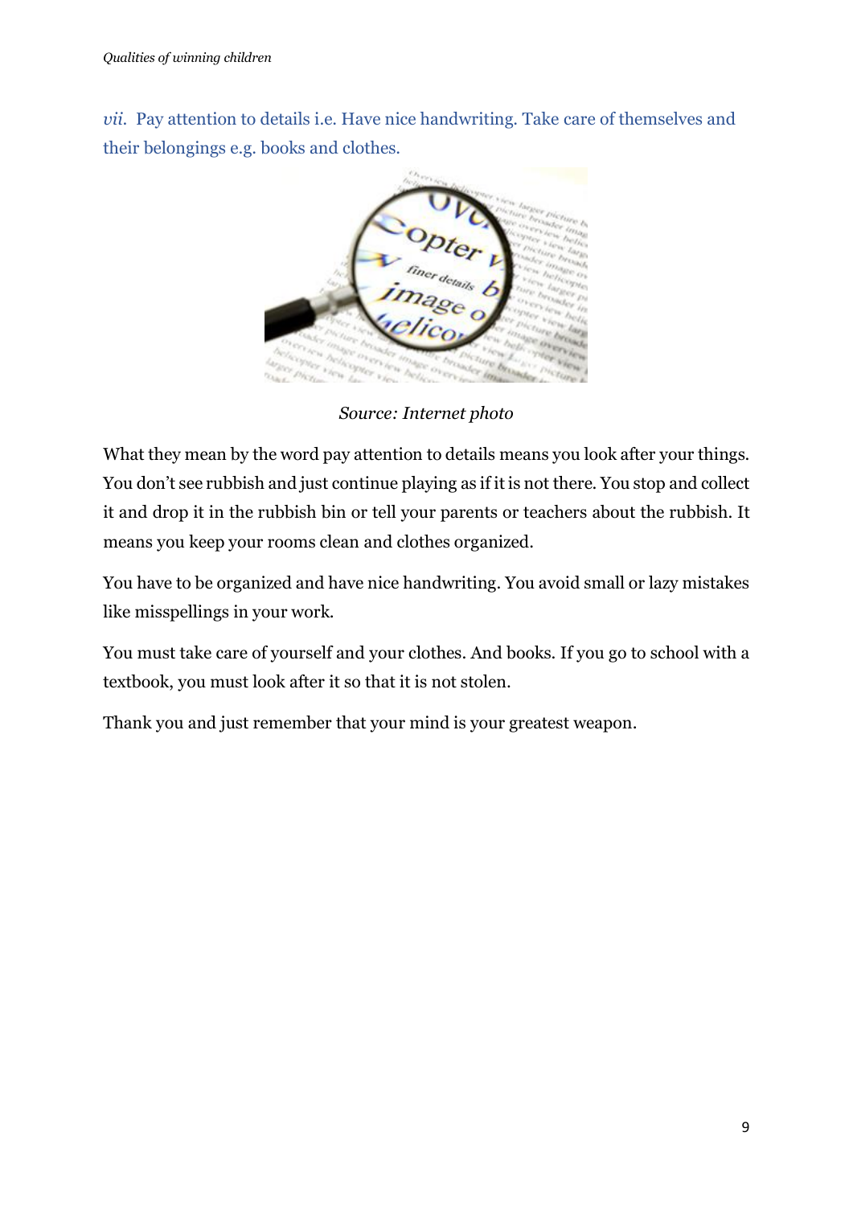*vii.* Pay attention to details i.e. Have nice handwriting. Take care of themselves and their belongings e.g. books and clothes.

*Source: Internet photo*

What they mean by the word pay attention to details means you look after your things. You don't see rubbish and just continue playing as if it is not there. You stop and collect it and drop it in the rubbish bin or tell your parents or teachers about the rubbish. It means you keep your rooms clean and clothes organized.

You have to be organized and have nice handwriting. You avoid small or lazy mistakes like misspellings in your work.

You must take care of yourself and your clothes. And books. If you go to school with a textbook, you must look after it so that it is not stolen.

Thank you and just remember that your mind is your greatest weapon.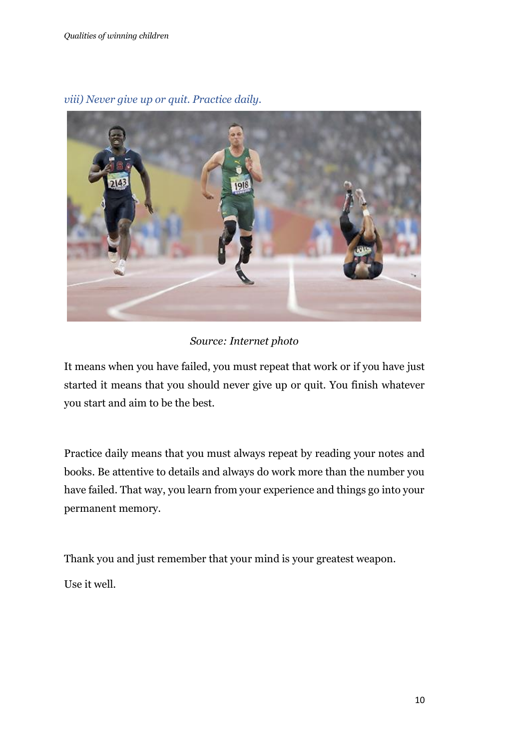*viii) Never give up or quit. Practice daily.*

*Source: Internet photo*

It means when you have failed, you must repeat that work or if you have just started it means that you should never give up or quit. You finish whatever you start and aim to be the best.

Practice daily means that you must always repeat by reading your notes and books. Be attentive to details and always do work more than the number you have failed. That way, you learn from your experience and things go into your permanent memory.

Thank you and just remember that your mind is your greatest weapon.

Use it well.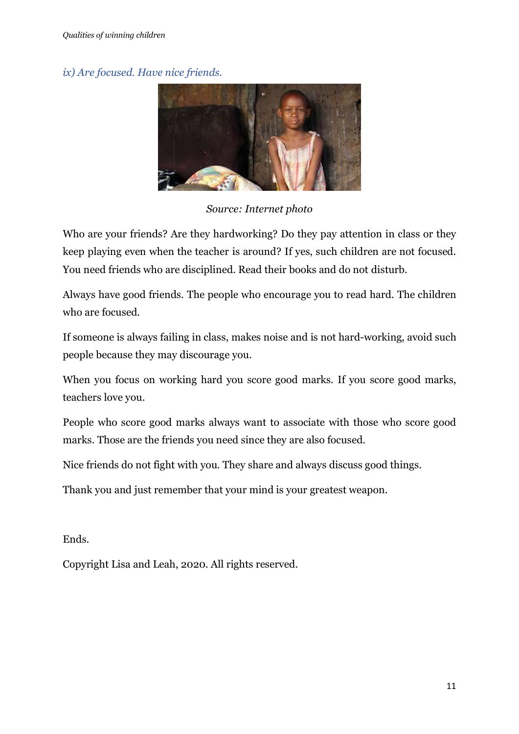*ix) Are focused. Have nice friends.*

*Source: Internet photo*

Who are your friends? Are they hardworking? Do they pay attention in class or they keep playing even when the teacher is around? If yes, such children are not focused. You need friends who are disciplined. Read their books and do not disturb.

Always have good friends. The people who encourage you to read hard. The children who are focused.

If someone is always failing in class, makes noise and is not hard-working, avoid such people because they may discourage you.

When you focus on working hard you score good marks. If you score good marks, teachers love you.

People who score good marks always want to associate with those who score good marks. Those are the friends you need since they are also focused.

Nice friends do not fight with you. They share and always discuss good things.

Thank you and just remember that your mind is your greatest weapon.

Ends.

Copyright Lisa and Leah, 2020. All rights reserved.